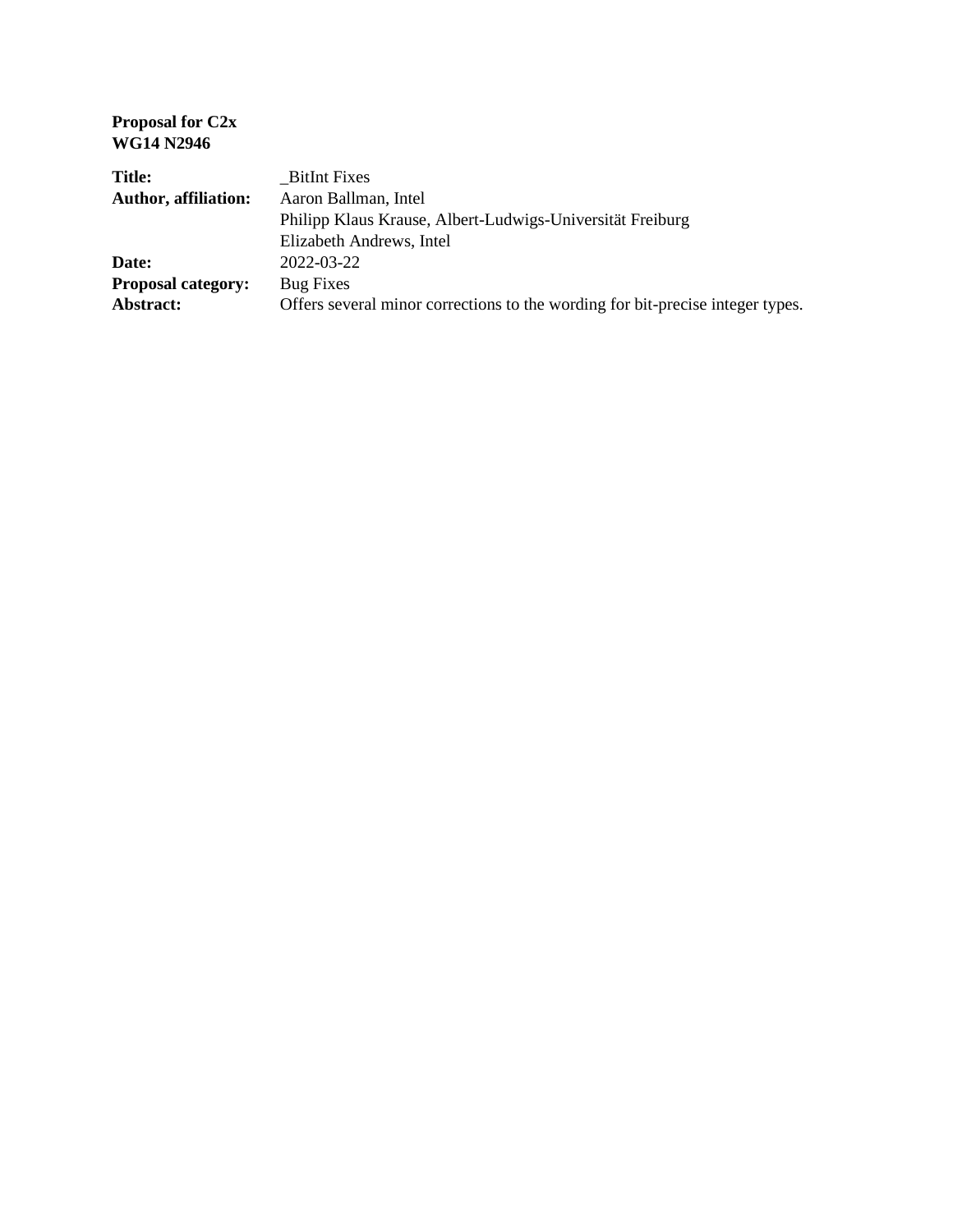**Proposal for C2x**
**WG14 N2946**

| | |
|---|---|
| **Title:** | _BitInt Fixes |
| **Author, affiliation:** | Aaron Ballman, Intel<br>Philipp Klaus Krause, Albert-Ludwigs-Universität Freiburg<br>Elizabeth Andrews, Intel |
| **Date:** | 2022-03-22 |
| **Proposal category:** | Bug Fixes |
| **Abstract:** | Offers several minor corrections to the wording for bit-precise integer types. |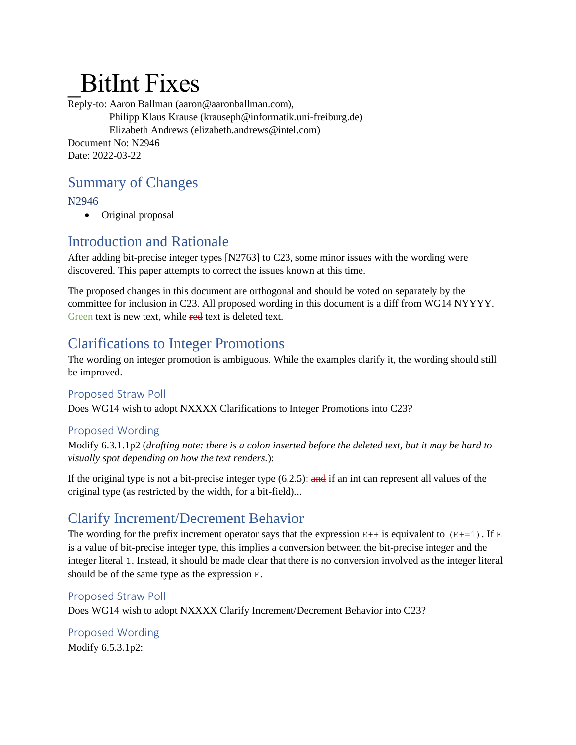# _BitInt Fixes

Reply-to: Aaron Ballman (aaron@aaronballman.com),
Philipp Klaus Krause (krauseph@informatik.uni-freiburg.de)
Elizabeth Andrews (elizabeth.andrews@intel.com)
Document No: N2946
Date: 2022-03-22

## Summary of Changes

### N2946

- Original proposal

## Introduction and Rationale

After adding bit-precise integer types [N2763] to C23, some minor issues with the wording were discovered. This paper attempts to correct the issues known at this time.

The proposed changes in this document are orthogonal and should be voted on separately by the committee for inclusion in C23. All proposed wording in this document is a diff from WG14 NYYYY. Green text is new text, while ~~red~~ text is deleted text.

## Clarifications to Integer Promotions

The wording on integer promotion is ambiguous. While the examples clarify it, the wording should still be improved.

### Proposed Straw Poll

Does WG14 wish to adopt NXXXX Clarifications to Integer Promotions into C23?

### Proposed Wording

Modify 6.3.1.1p2 (*drafting note: there is a colon inserted before the deleted text, but it may be hard to visually spot depending on how the text renders.*):

If the original type is not a bit-precise integer type (6.2.5): ~~and~~ if an int can represent all values of the original type (as restricted by the width, for a bit-field)...

## Clarify Increment/Decrement Behavior

The wording for the prefix increment operator says that the expression `E++` is equivalent to `(E+=1)`. If `E` is a value of bit-precise integer type, this implies a conversion between the bit-precise integer and the integer literal `1`. Instead, it should be made clear that there is no conversion involved as the integer literal should be of the same type as the expression `E`.

### Proposed Straw Poll

Does WG14 wish to adopt NXXXX Clarify Increment/Decrement Behavior into C23?

### Proposed Wording

Modify 6.5.3.1p2: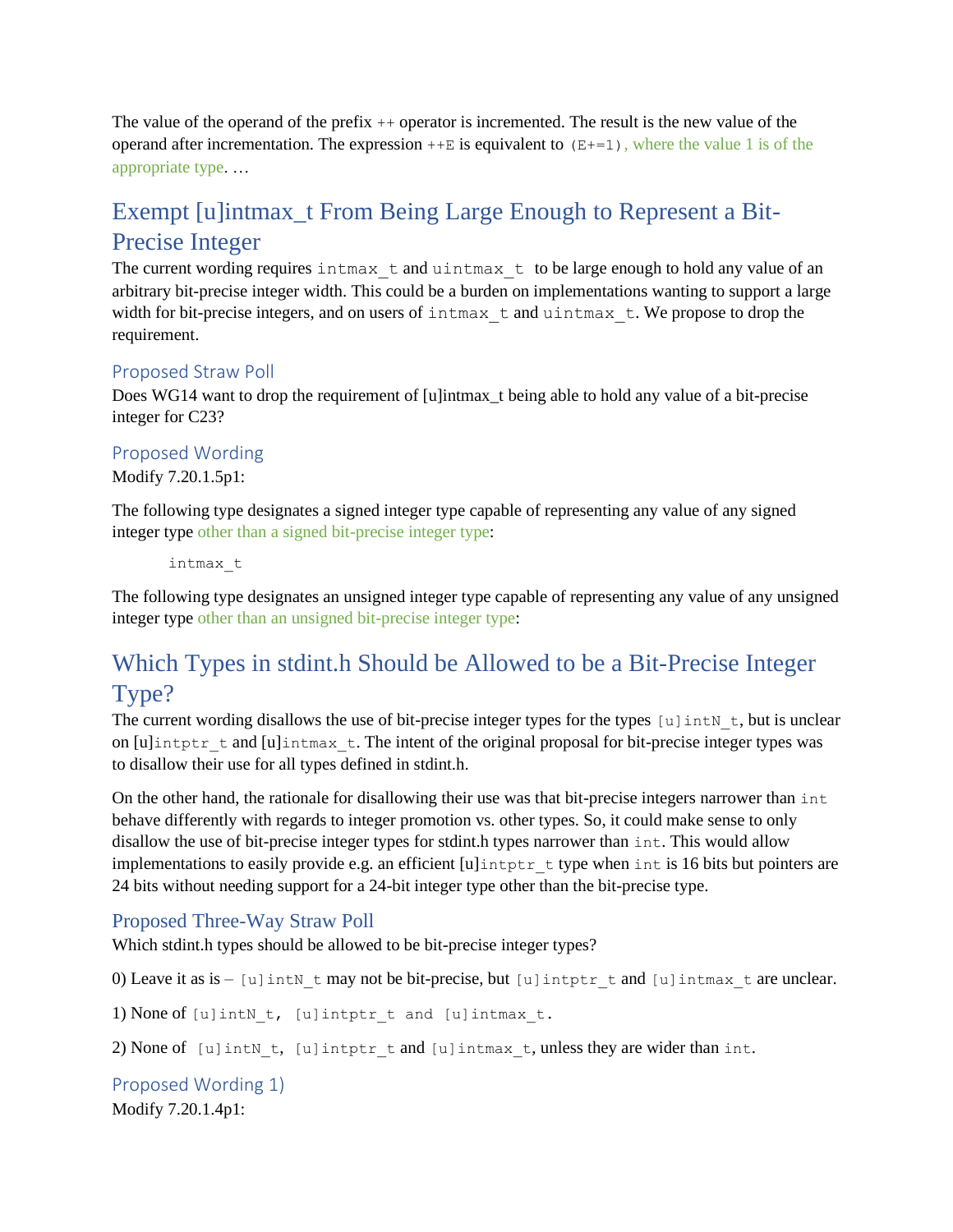The value of the operand of the prefix `++` operator is incremented. The result is the new value of the operand after incrementation. The expression `++E` is equivalent to `(E+=1)`, where the value 1 is of the appropriate type. …

## Exempt [u]intmax_t From Being Large Enough to Represent a Bit-Precise Integer

The current wording requires `intmax_t` and `uintmax_t` to be large enough to hold any value of an arbitrary bit-precise integer width. This could be a burden on implementations wanting to support a large width for bit-precise integers, and on users of `intmax_t` and `uintmax_t`. We propose to drop the requirement.

### Proposed Straw Poll

Does WG14 want to drop the requirement of [u]intmax_t being able to hold any value of a bit-precise integer for C23?

### Proposed Wording

Modify 7.20.1.5p1:

The following type designates a signed integer type capable of representing any value of any signed integer type other than a signed bit-precise integer type:

```
intmax_t
```

The following type designates an unsigned integer type capable of representing any value of any unsigned integer type other than an unsigned bit-precise integer type:

## Which Types in stdint.h Should be Allowed to be a Bit-Precise Integer Type?

The current wording disallows the use of bit-precise integer types for the types `[u]intN_t`, but is unclear on [u]`intptr_t` and [u]`intmax_t`. The intent of the original proposal for bit-precise integer types was to disallow their use for all types defined in stdint.h.

On the other hand, the rationale for disallowing their use was that bit-precise integers narrower than `int` behave differently with regards to integer promotion vs. other types. So, it could make sense to only disallow the use of bit-precise integer types for stdint.h types narrower than `int`. This would allow implementations to easily provide e.g. an efficient [u]`intptr_t` type when `int` is 16 bits but pointers are 24 bits without needing support for a 24-bit integer type other than the bit-precise type.

### Proposed Three-Way Straw Poll

Which stdint.h types should be allowed to be bit-precise integer types?

0) Leave it as is – `[u]intN_t` may not be bit-precise, but `[u]intptr_t` and `[u]intmax_t` are unclear.

1) None of `[u]intN_t, [u]intptr_t and [u]intmax_t.`

2) None of `[u]intN_t`, `[u]intptr_t` and `[u]intmax_t`, unless they are wider than `int`.

### Proposed Wording 1)

Modify 7.20.1.4p1: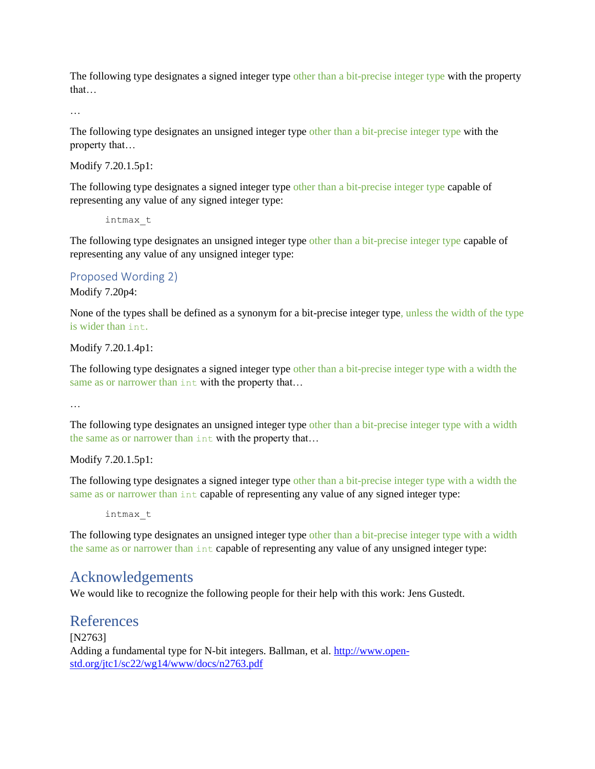The following type designates a signed integer type other than a bit-precise integer type with the property that…

…

The following type designates an unsigned integer type other than a bit-precise integer type with the property that…

Modify 7.20.1.5p1:

The following type designates a signed integer type other than a bit-precise integer type capable of representing any value of any signed integer type:

```
intmax_t
```

The following type designates an unsigned integer type other than a bit-precise integer type capable of representing any value of any unsigned integer type:

### Proposed Wording 2)

Modify 7.20p4:

None of the types shall be defined as a synonym for a bit-precise integer type, unless the width of the type is wider than `int`.

Modify 7.20.1.4p1:

The following type designates a signed integer type other than a bit-precise integer type with a width the same as or narrower than `int` with the property that…

…

The following type designates an unsigned integer type other than a bit-precise integer type with a width the same as or narrower than `int` with the property that…

Modify 7.20.1.5p1:

The following type designates a signed integer type other than a bit-precise integer type with a width the same as or narrower than `int` capable of representing any value of any signed integer type:

```
intmax_t
```

The following type designates an unsigned integer type other than a bit-precise integer type with a width the same as or narrower than `int` capable of representing any value of any unsigned integer type:

## Acknowledgements

We would like to recognize the following people for their help with this work: Jens Gustedt.

## References

[N2763]
Adding a fundamental type for N-bit integers. Ballman, et al. http://www.open-std.org/jtc1/sc22/wg14/www/docs/n2763.pdf